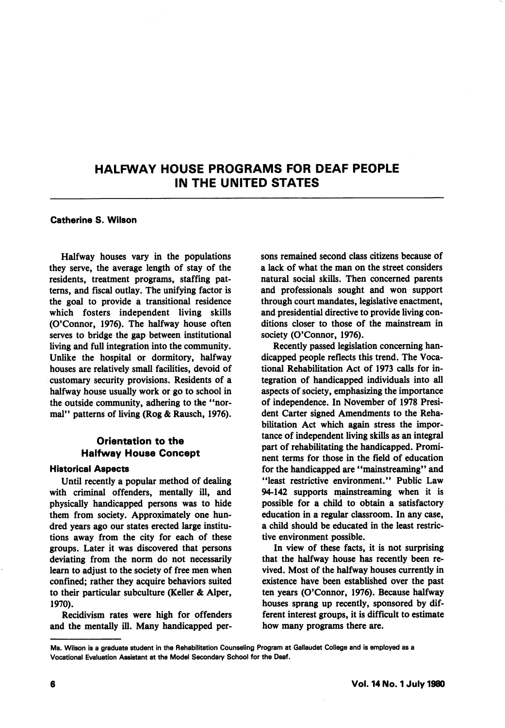# HALFWAY HOUSE PROGRAMS FOR DEAF PEOPLE IN THE UNITED STATES

**Catherine S. Wilson**

Halfway houses vary in the populations they serve, the average length of stay of the residents, treatment programs, staffing patterns, and fiscal outlay. The unifying factor is the goal to provide a transitional residence which fosters independent living skills (O'Connor, 1976). The halfway house often serves to bridge the gap between institutional living and full integration into the community. Unlike the hospital or dormitory, halfway houses are relatively small facilities, devoid of customary security provisions. Residents of a halfway house usually work or go to school in the outside community, adhering to the "normal" patterns of living (Rog & Rausch, 1976).

## Orientation to the Halfway House Concept

### Historical Aspects

Until recently a popular method of dealing with criminal offenders, mentally ill, and physically handicapped persons was to hide them from society. Approximately one hundred years ago our states erected large institutions away from the city for each of these groups. Later it was discovered that persons deviating from the norm do not necessarily learn to adjust to the society of free men when confined; rather they acquire behaviors suited to their particular subculture (Keller & Alper, 1970).

Recidivism rates were high for offenders and the mentally ill. Many handicapped persons remained second class citizens because of a lack of what the man on the street considers natural social skills. Then concerned parents and professionals sought and won support through court mandates, legislative enactment, and presidential directive to provide living conditions closer to those of the mainstream in society (O'Connor, 1976).

Recently passed legislation concerning handicapped people reflects this trend. The Vocational Rehabilitation Act of 1973 calls for integration of handicapped individuals into all aspects of society, emphasizing the importance of independence. In November of 1978 President Carter signed Amendments to the Rehabilitation Act which again stress the importance of independent living skills as an integral part of rehabilitating the handicapped. Prominent terms for those in the field of education for the handicapped are "mainstreaming" and "least restrictive environment." Public Law 94-142 supports mainstreaming when it is possible for a child to obtain a satisfactory education in a regular classroom. In any case, a child should be educated in the least restrictive environment possible.

In view of these facts, it is not surprising that the halfway house has recently been revived. Most of the halfway houses currently in existence have been established over the past ten years (O'Connor, 1976). Because halfway houses sprang up recently, sponsored by different interest groups, it is difficult to estimate how many programs there are.

---

Ms. Wilson is a graduate student in the Rehabilitation Counseling Program at Gallaudet College and is employed as a Vocational Evaluation Assistant at the Model Secondary School for the Deaf.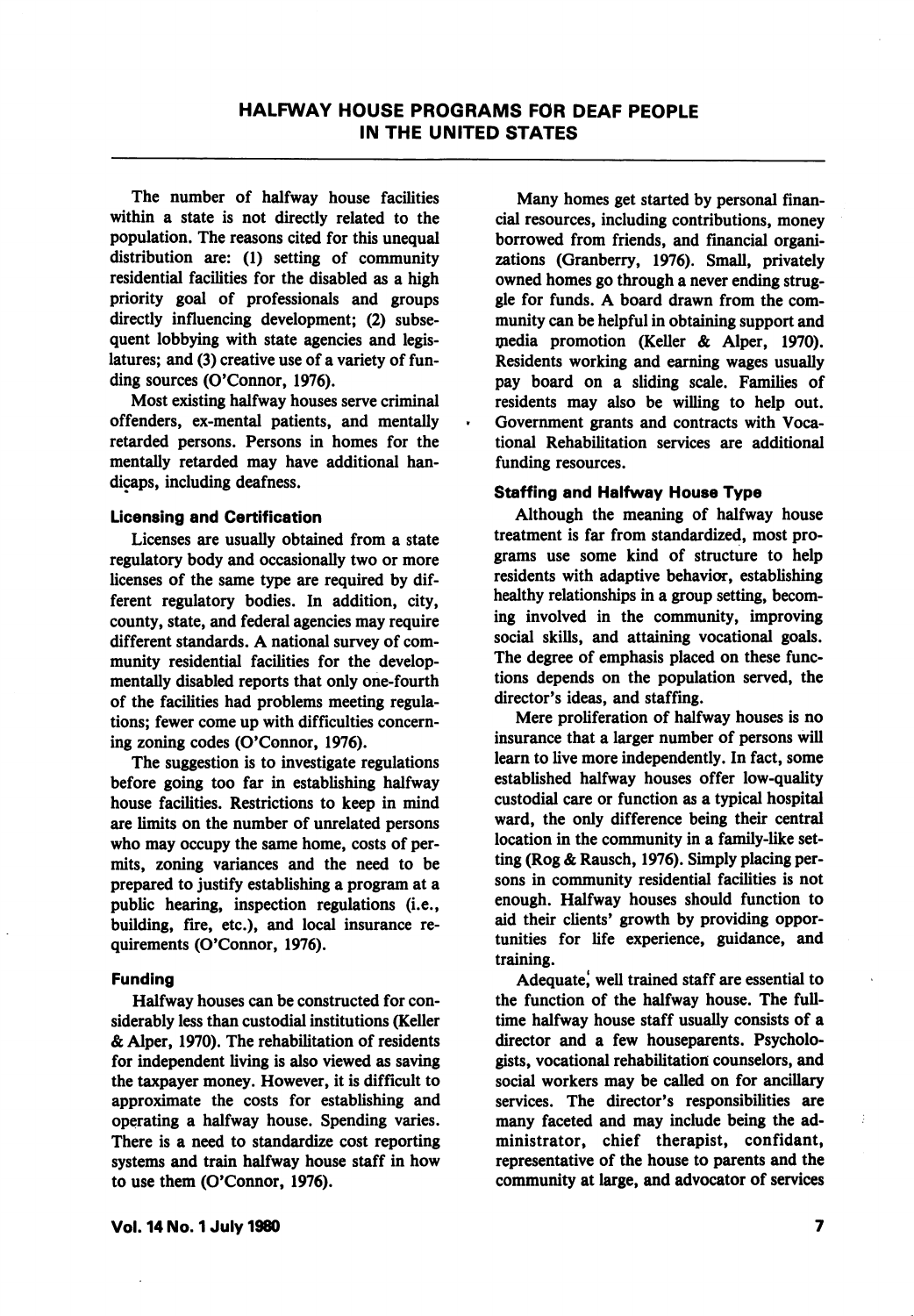The number of halfway house facilities within a state is not directly related to the population. The reasons cited for this unequal distribution are: (1) setting of community residential facilities for the disabled as a high priority goal of professionals and groups directly influencing development; (2) subsequent lobbying with state agencies and legislatures; and (3) creative use of a variety of funding sources (O'Connor, 1976).

Most existing halfway houses serve criminal offenders, ex-mental patients, and mentally retarded persons. Persons in homes for the mentally retarded may have additional handicaps, including deafness.

### Licensing and Certification

Licenses are usually obtained from a state regulatory body and occasionally two or more licenses of the same type are required by different regulatory bodies. In addition, city, county, state, and federal agencies may require different standards. A national survey of community residential facilities for the developmentally disabled reports that only one-fourth of the facilities had problems meeting regulations; fewer come up with difficulties concerning zoning codes (O'Connor, 1976).

The suggestion is to investigate regulations before going too far in establishing halfway house facilities. Restrictions to keep in mind are limits on the number of unrelated persons who may occupy the same home, costs of permits, zoning variances and the need to be prepared to justify establishing a program at a public hearing, inspection regulations (i.e., building, fire, etc.), and local insurance requirements (O'Connor, 1976).

### Funding

Halfway houses can be constructed for considerably less than custodial institutions (Keller & Alper, 1970). The rehabilitation of residents for independent living is also viewed as saving the taxpayer money. However, it is difficult to approximate the costs for establishing and operating a halfway house. Spending varies. There is a need to standardize cost reporting systems and train halfway house staff in how to use them (O'Connor, 1976).

Many homes get started by personal financial resources, including contributions, money borrowed from friends, and financial organizations (Granberry, 1976). Small, privately owned homes go through a never ending struggle for funds. A board drawn from the community can be helpful in obtaining support and media promotion (Keller & Alper, 1970). Residents working and earning wages usually pay board on a sliding scale. Families of residents may also be willing to help out. Government grants and contracts with Vocational Rehabilitation services are additional funding resources.

### Staffing and Halfway House Type

Although the meaning of halfway house treatment is far from standardized, most programs use some kind of structure to help residents with adaptive behavior, establishing healthy relationships in a group setting, becoming involved in the community, improving social skills, and attaining vocational goals. The degree of emphasis placed on these functions depends on the population served, the director's ideas, and staffing.

Mere proliferation of halfway houses is no insurance that a larger number of persons will learn to live more independently. In fact, some established halfway houses offer low-quality custodial care or function as a typical hospital ward, the only difference being their central location in the community in a family-like setting (Rog & Rausch, 1976). Simply placing persons in community residential facilities is not enough. Halfway houses should function to aid their clients' growth by providing opportunities for life experience, guidance, and training.

Adequate, well trained staff are essential to the function of the halfway house. The full-time halfway house staff usually consists of a director and a few houseparents. Psychologists, vocational rehabilitation counselors, and social workers may be called on for ancillary services. The director's responsibilities are many faceted and may include being the administrator, chief therapist, confidant, representative of the house to parents and the community at large, and advocator of services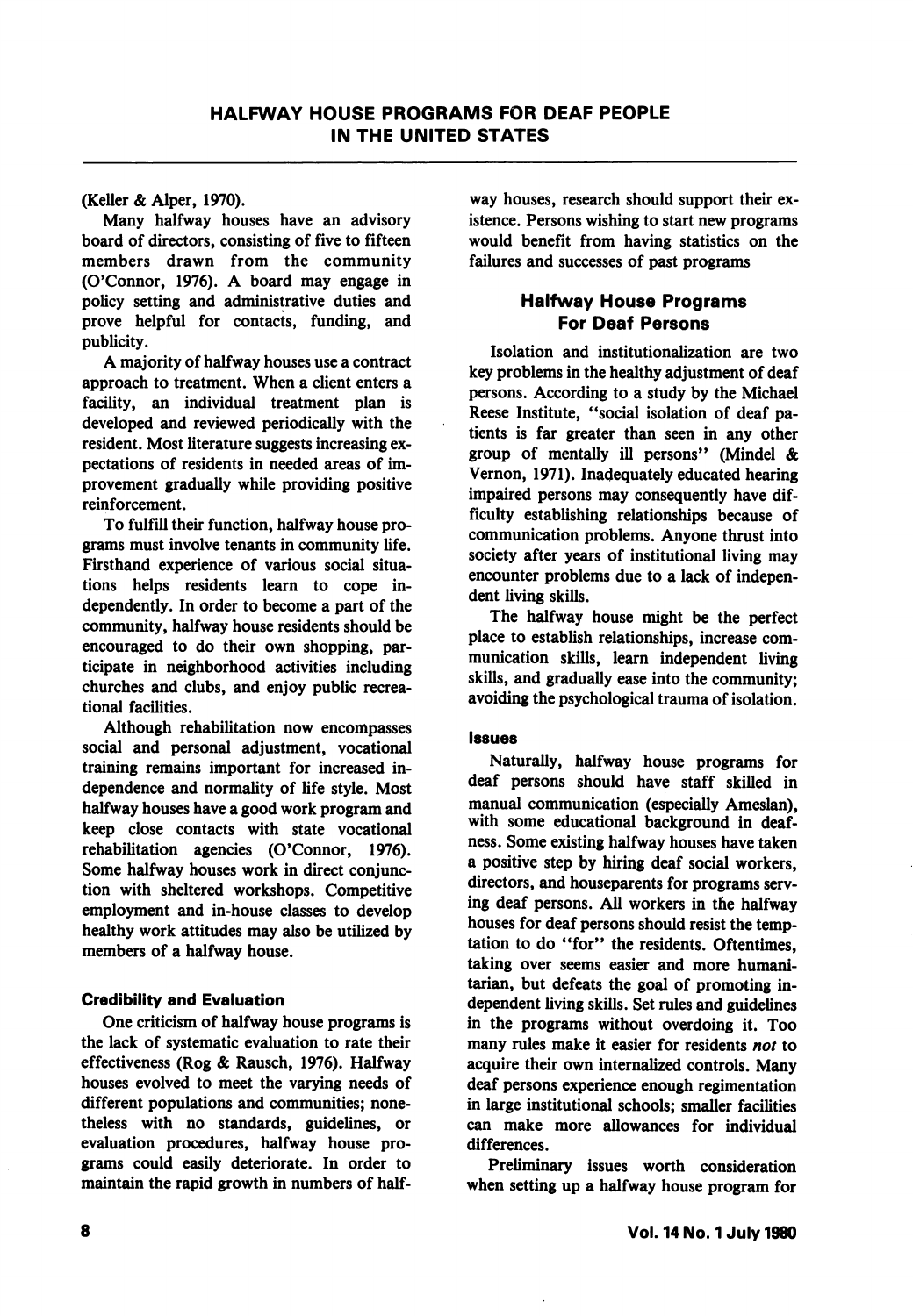(Keller & Alper, 1970).

Many halfway houses have an advisory board of directors, consisting of five to fifteen members drawn from the community (O'Connor, 1976). A board may engage in policy setting and administrative duties and prove helpful for contacts, funding, and publicity.

A majority of halfway houses use a contract approach to treatment. When a client enters a facility, an individual treatment plan is developed and reviewed periodically with the resident. Most literature suggests increasing expectations of residents in needed areas of improvement gradually while providing positive reinforcement.

To fulfill their function, halfway house programs must involve tenants in community life. Firsthand experience of various social situations helps residents learn to cope independently. In order to become a part of the community, halfway house residents should be encouraged to do their own shopping, participate in neighborhood activities including churches and clubs, and enjoy public recreational facilities.

Although rehabilitation now encompasses social and personal adjustment, vocational training remains important for increased independence and normality of life style. Most halfway houses have a good work program and keep close contacts with state vocational rehabilitation agencies (O'Connor, 1976). Some halfway houses work in direct conjunction with sheltered workshops. Competitive employment and in-house classes to develop healthy work attitudes may also be utilized by members of a halfway house.

#### Credibility and Evaluation

One criticism of halfway house programs is the lack of systematic evaluation to rate their effectiveness (Rog & Rausch, 1976). Halfway houses evolved to meet the varying needs of different populations and communities; nonetheless with no standards, guidelines, or evaluation procedures, halfway house programs could easily deteriorate. In order to maintain the rapid growth in numbers of halfway houses, research should support their existence. Persons wishing to start new programs would benefit from having statistics on the failures and successes of past programs

### Halfway House Programs For Deaf Persons

Isolation and institutionalization are two key problems in the healthy adjustment of deaf persons. According to a study by the Michael Reese Institute, "social isolation of deaf patients is far greater than seen in any other group of mentally ill persons" (Mindel & Vernon, 1971). Inadequately educated hearing impaired persons may consequently have difficulty establishing relationships because of communication problems. Anyone thrust into society after years of institutional living may encounter problems due to a lack of independent living skills.

The halfway house might be the perfect place to establish relationships, increase communication skills, learn independent living skills, and gradually ease into the community; avoiding the psychological trauma of isolation.

#### Issues

Naturally, halfway house programs for deaf persons should have staff skilled in manual communication (especially Ameslan), with some educational background in deafness. Some existing halfway houses have taken a positive step by hiring deaf social workers, directors, and houseparents for programs serving deaf persons. All workers in the halfway houses for deaf persons should resist the temptation to do "for" the residents. Oftentimes, taking over seems easier and more humanitarian, but defeats the goal of promoting independent living skills. Set rules and guidelines in the programs without overdoing it. Too many rules make it easier for residents *not* to acquire their own internalized controls. Many deaf persons experience enough regimentation in large institutional schools; smaller facilities can make more allowances for individual differences.

Preliminary issues worth consideration when setting up a halfway house program for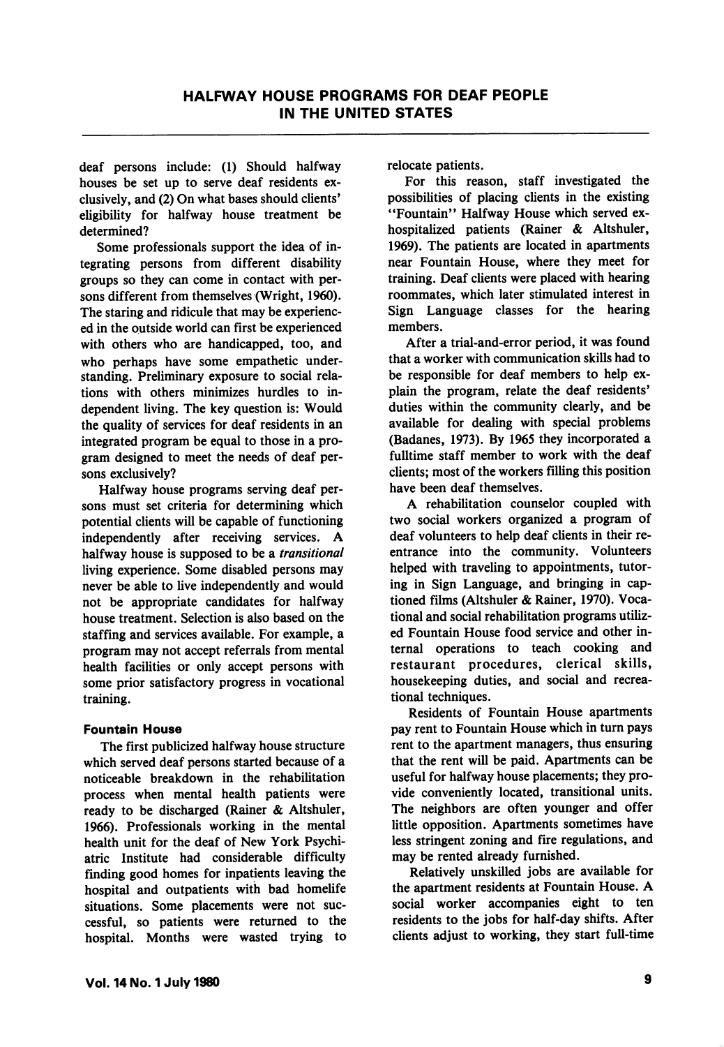deaf persons include: (1) Should halfway houses be set up to serve deaf residents exclusively, and (2) On what bases should clients' eligibility for halfway house treatment be determined?

Some professionals support the idea of integrating persons from different disability groups so they can come in contact with persons different from themselves (Wright, 1960). The staring and ridicule that may be experienced in the outside world can first be experienced with others who are handicapped, too, and who perhaps have some empathetic understanding. Preliminary exposure to social relations with others minimizes hurdles to independent living. The key question is: Would the quality of services for deaf residents in an integrated program be equal to those in a program designed to meet the needs of deaf persons exclusively?

Halfway house programs serving deaf persons must set criteria for determining which potential clients will be capable of functioning independently after receiving services. A halfway house is supposed to be a *transitional* living experience. Some disabled persons may never be able to live independently and would not be appropriate candidates for halfway house treatment. Selection is also based on the staffing and services available. For example, a program may not accept referrals from mental health facilities or only accept persons with some prior satisfactory progress in vocational training.

### Fountain House

The first publicized halfway house structure which served deaf persons started because of a noticeable breakdown in the rehabilitation process when mental health patients were ready to be discharged (Rainer & Altshuler, 1966). Professionals working in the mental health unit for the deaf of New York Psychiatric Institute had considerable difficulty finding good homes for inpatients leaving the hospital and outpatients with bad homelife situations. Some placements were not successful, so patients were returned to the hospital. Months were wasted trying to relocate patients.

For this reason, staff investigated the possibilities of placing clients in the existing "Fountain" Halfway House which served ex-hospitalized patients (Rainer & Altshuler, 1969). The patients are located in apartments near Fountain House, where they meet for training. Deaf clients were placed with hearing roommates, which later stimulated interest in Sign Language classes for the hearing members.

After a trial-and-error period, it was found that a worker with communication skills had to be responsible for deaf members to help explain the program, relate the deaf residents' duties within the community clearly, and be available for dealing with special problems (Badanes, 1973). By 1965 they incorporated a fulltime staff member to work with the deaf clients; most of the workers filling this position have been deaf themselves.

A rehabilitation counselor coupled with two social workers organized a program of deaf volunteers to help deaf clients in their reentrance into the community. Volunteers helped with traveling to appointments, tutoring in Sign Language, and bringing in captioned films (Altshuler & Rainer, 1970). Vocational and social rehabilitation programs utilized Fountain House food service and other internal operations to teach cooking and restaurant procedures, clerical skills, housekeeping duties, and social and recreational techniques.

Residents of Fountain House apartments pay rent to Fountain House which in turn pays rent to the apartment managers, thus ensuring that the rent will be paid. Apartments can be useful for halfway house placements; they provide conveniently located, transitional units. The neighbors are often younger and offer little opposition. Apartments sometimes have less stringent zoning and fire regulations, and may be rented already furnished.

Relatively unskilled jobs are available for the apartment residents at Fountain House. A social worker accompanies eight to ten residents to the jobs for half-day shifts. After clients adjust to working, they start full-time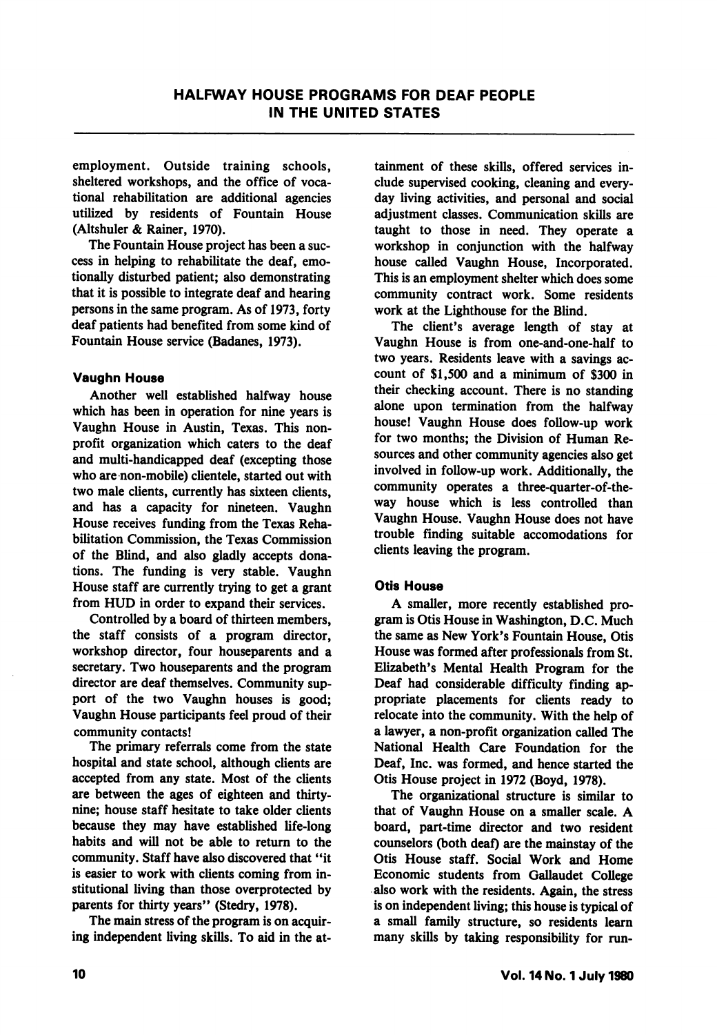employment. Outside training schools, sheltered workshops, and the office of vocational rehabilitation are additional agencies utilized by residents of Fountain House (Altshuler & Rainer, 1970).

The Fountain House project has been a success in helping to rehabilitate the deaf, emotionally disturbed patient; also demonstrating that it is possible to integrate deaf and hearing persons in the same program. As of 1973, forty deaf patients had benefited from some kind of Fountain House service (Badanes, 1973).

### Vaughn House

Another well established halfway house which has been in operation for nine years is Vaughn House in Austin, Texas. This non-profit organization which caters to the deaf and multi-handicapped deaf (excepting those who are non-mobile) clientele, started out with two male clients, currently has sixteen clients, and has a capacity for nineteen. Vaughn House receives funding from the Texas Rehabilitation Commission, the Texas Commission of the Blind, and also gladly accepts donations. The funding is very stable. Vaughn House staff are currently trying to get a grant from HUD in order to expand their services.

Controlled by a board of thirteen members, the staff consists of a program director, workshop director, four houseparents and a secretary. Two houseparents and the program director are deaf themselves. Community support of the two Vaughn houses is good; Vaughn House participants feel proud of their community contacts!

The primary referrals come from the state hospital and state school, although clients are accepted from any state. Most of the clients are between the ages of eighteen and thirty-nine; house staff hesitate to take older clients because they may have established life-long habits and will not be able to return to the community. Staff have also discovered that "it is easier to work with clients coming from institutional living than those overprotected by parents for thirty years" (Stedry, 1978).

The main stress of the program is on acquiring independent living skills. To aid in the attainment of these skills, offered services include supervised cooking, cleaning and everyday living activities, and personal and social adjustment classes. Communication skills are taught to those in need. They operate a workshop in conjunction with the halfway house called Vaughn House, Incorporated. This is an employment shelter which does some community contract work. Some residents work at the Lighthouse for the Blind.

The client's average length of stay at Vaughn House is from one-and-one-half to two years. Residents leave with a savings account of $1,500 and a minimum of $300 in their checking account. There is no standing alone upon termination from the halfway house! Vaughn House does follow-up work for two months; the Division of Human Resources and other community agencies also get involved in follow-up work. Additionally, the community operates a three-quarter-of-the-way house which is less controlled than Vaughn House. Vaughn House does not have trouble finding suitable accomodations for clients leaving the program.

### Otis House

A smaller, more recently established program is Otis House in Washington, D.C. Much the same as New York's Fountain House, Otis House was formed after professionals from St. Elizabeth's Mental Health Program for the Deaf had considerable difficulty finding appropriate placements for clients ready to relocate into the community. With the help of a lawyer, a non-profit organization called The National Health Care Foundation for the Deaf, Inc. was formed, and hence started the Otis House project in 1972 (Boyd, 1978).

The organizational structure is similar to that of Vaughn House on a smaller scale. A board, part-time director and two resident counselors (both deaf) are the mainstay of the Otis House staff. Social Work and Home Economic students from Gallaudet College also work with the residents. Again, the stress is on independent living; this house is typical of a small family structure, so residents learn many skills by taking responsibility for run-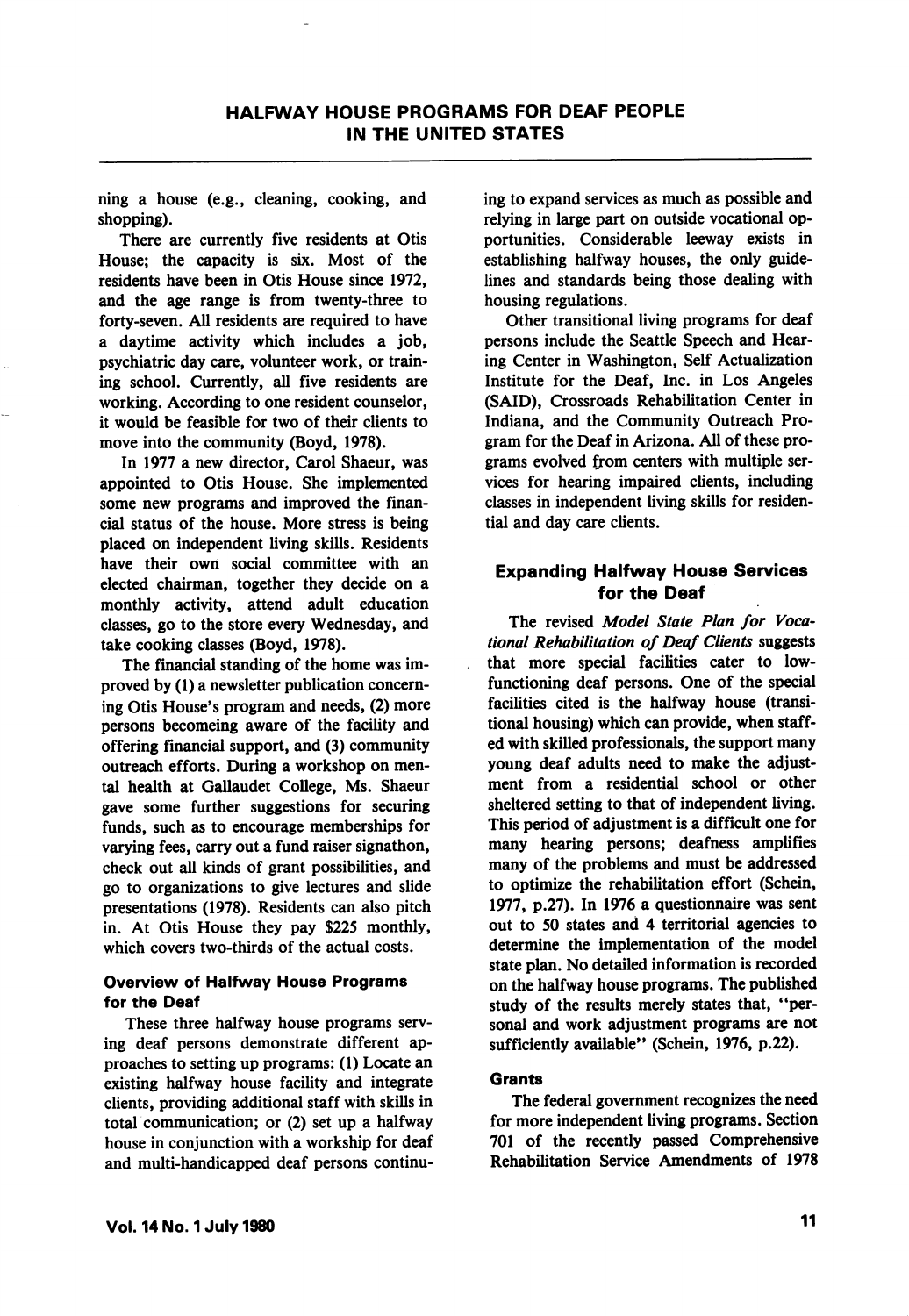ning a house (e.g., cleaning, cooking, and shopping).

There are currently five residents at Otis House; the capacity is six. Most of the residents have been in Otis House since 1972, and the age range is from twenty-three to forty-seven. All residents are required to have a daytime activity which includes a job, psychiatric day care, volunteer work, or training school. Currently, all five residents are working. According to one resident counselor, it would be feasible for two of their clients to move into the community (Boyd, 1978).

In 1977 a new director, Carol Shaeur, was appointed to Otis House. She implemented some new programs and improved the financial status of the house. More stress is being placed on independent living skills. Residents have their own social committee with an elected chairman, together they decide on a monthly activity, attend adult education classes, go to the store every Wednesday, and take cooking classes (Boyd, 1978).

The financial standing of the home was improved by (1) a newsletter publication concerning Otis House's program and needs, (2) more persons becomeing aware of the facility and offering financial support, and (3) community outreach efforts. During a workshop on mental health at Gallaudet College, Ms. Shaeur gave some further suggestions for securing funds, such as to encourage memberships for varying fees, carry out a fund raiser signathon, check out all kinds of grant possibilities, and go to organizations to give lectures and slide presentations (1978). Residents can also pitch in. At Otis House they pay $225 monthly, which covers two-thirds of the actual costs.

### Overview of Halfway House Programs for the Deaf

These three halfway house programs serving deaf persons demonstrate different approaches to setting up programs: (1) Locate an existing halfway house facility and integrate clients, providing additional staff with skills in total communication; or (2) set up a halfway house in conjunction with a workship for deaf and multi-handicapped deaf persons continuing to expand services as much as possible and relying in large part on outside vocational opportunities. Considerable leeway exists in establishing halfway houses, the only guidelines and standards being those dealing with housing regulations.

Other transitional living programs for deaf persons include the Seattle Speech and Hearing Center in Washington, Self Actualization Institute for the Deaf, Inc. in Los Angeles (SAID), Crossroads Rehabilitation Center in Indiana, and the Community Outreach Program for the Deaf in Arizona. All of these programs evolved from centers with multiple services for hearing impaired clients, including classes in independent living skills for residential and day care clients.

## Expanding Halfway House Services for the Deaf

The revised *Model State Plan for Vocational Rehabilitation of Deaf Clients* suggests that more special facilities cater to low-functioning deaf persons. One of the special facilities cited is the halfway house (transitional housing) which can provide, when staffed with skilled professionals, the support many young deaf adults need to make the adjustment from a residential school or other sheltered setting to that of independent living. This period of adjustment is a difficult one for many hearing persons; deafness amplifies many of the problems and must be addressed to optimize the rehabilitation effort (Schein, 1977, p.27). In 1976 a questionnaire was sent out to 50 states and 4 territorial agencies to determine the implementation of the model state plan. No detailed information is recorded on the halfway house programs. The published study of the results merely states that, "personal and work adjustment programs are not sufficiently available" (Schein, 1976, p.22).

### Grants

The federal government recognizes the need for more independent living programs. Section 701 of the recently passed Comprehensive Rehabilitation Service Amendments of 1978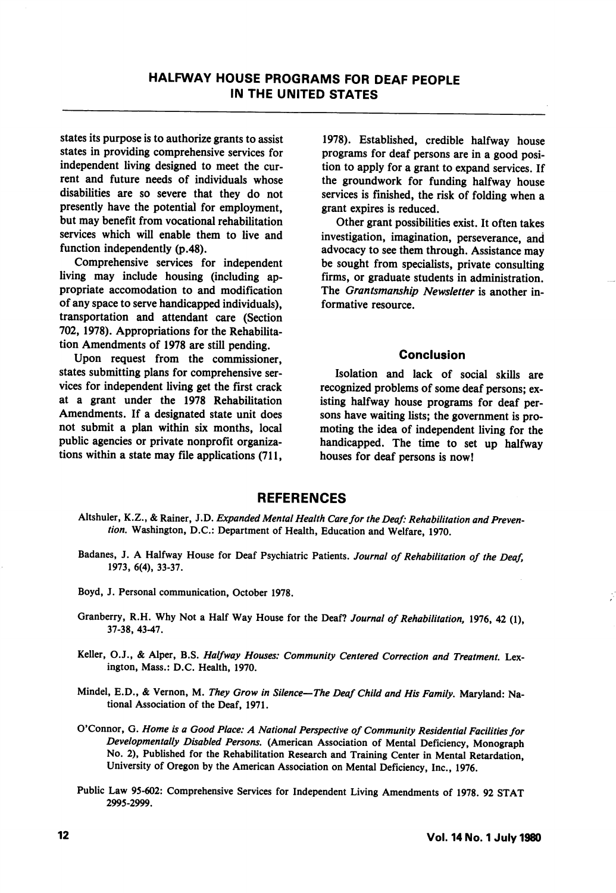states its purpose is to authorize grants to assist states in providing comprehensive services for independent living designed to meet the current and future needs of individuals whose disabilities are so severe that they do not presently have the potential for employment, but may benefit from vocational rehabilitation services which will enable them to live and function independently (p.48).

Comprehensive services for independent living may include housing (including appropriate accomodation to and modification of any space to serve handicapped individuals), transportation and attendant care (Section 702, 1978). Appropriations for the Rehabilitation Amendments of 1978 are still pending.

Upon request from the commissioner, states submitting plans for comprehensive services for independent living get the first crack at a grant under the 1978 Rehabilitation Amendments. If a designated state unit does not submit a plan within six months, local public agencies or private nonprofit organizations within a state may file applications (711, 1978). Established, credible halfway house programs for deaf persons are in a good position to apply for a grant to expand services. If the groundwork for funding halfway house services is finished, the risk of folding when a grant expires is reduced.

Other grant possibilities exist. It often takes investigation, imagination, perseverance, and advocacy to see them through. Assistance may be sought from specialists, private consulting firms, or graduate students in administration. The *Grantsmanship Newsletter* is another informative resource.

## Conclusion

Isolation and lack of social skills are recognized problems of some deaf persons; existing halfway house programs for deaf persons have waiting lists; the government is promoting the idea of independent living for the handicapped. The time to set up halfway houses for deaf persons is now!

## REFERENCES

Altshuler, K.Z., & Rainer, J.D. *Expanded Mental Health Care for the Deaf: Rehabilitation and Prevention.* Washington, D.C.: Department of Health, Education and Welfare, 1970.

Badanes, J. A Halfway House for Deaf Psychiatric Patients. *Journal of Rehabilitation of the Deaf,* 1973, 6(4), 33-37.

Boyd, J. Personal communication, October 1978.

Granberry, R.H. Why Not a Half Way House for the Deaf? *Journal of Rehabilitation,* 1976, 42 (1), 37-38, 43-47.

Keller, O.J., & Alper, B.S. *Halfway Houses: Community Centered Correction and Treatment.* Lexington, Mass.: D.C. Health, 1970.

Mindel, E.D., & Vernon, M. *They Grow in Silence—The Deaf Child and His Family.* Maryland: National Association of the Deaf, 1971.

O'Connor, G. *Home is a Good Place: A National Perspective of Community Residential Facilities for Developmentally Disabled Persons.* (American Association of Mental Deficiency, Monograph No. 2), Published for the Rehabilitation Research and Training Center in Mental Retardation, University of Oregon by the American Association on Mental Deficiency, Inc., 1976.

Public Law 95-602: Comprehensive Services for Independent Living Amendments of 1978. 92 STAT 2995-2999.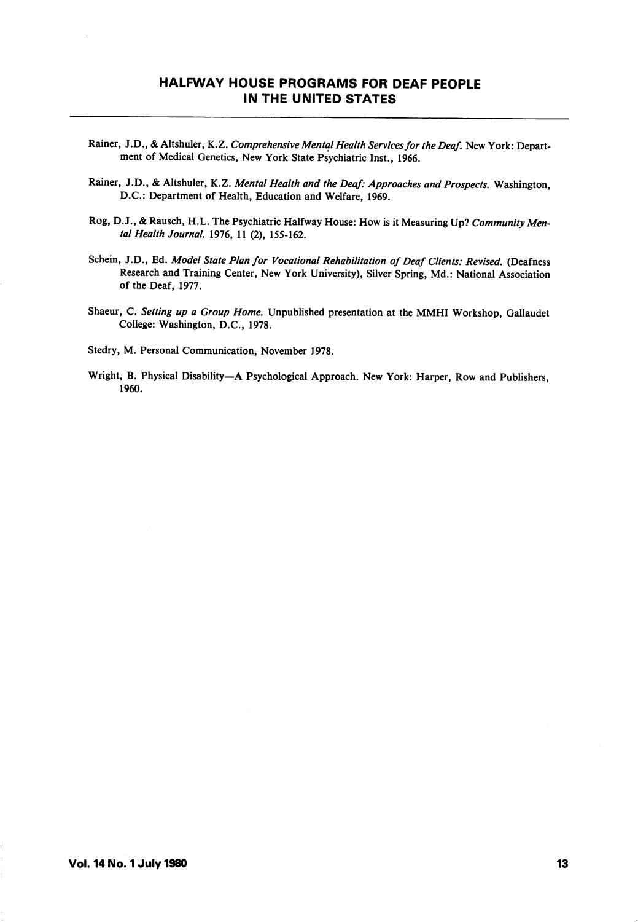Rainer, J.D., & Altshuler, K.Z. *Comprehensive Mental Health Services for the Deaf.* New York: Department of Medical Genetics, New York State Psychiatric Inst., 1966.

Rainer, J.D., & Altshuler, K.Z. *Mental Health and the Deaf: Approaches and Prospects.* Washington, D.C.: Department of Health, Education and Welfare, 1969.

Rog, D.J., & Rausch, H.L. The Psychiatric Halfway House: How is it Measuring Up? *Community Mental Health Journal.* 1976, 11 (2), 155-162.

Schein, J.D., Ed. *Model State Plan for Vocational Rehabilitation of Deaf Clients: Revised.* (Deafness Research and Training Center, New York University), Silver Spring, Md.: National Association of the Deaf, 1977.

Shaeur, C. *Setting up a Group Home.* Unpublished presentation at the MMHI Workshop, Gallaudet College: Washington, D.C., 1978.

Stedry, M. Personal Communication, November 1978.

Wright, B. Physical Disability—A Psychological Approach. New York: Harper, Row and Publishers, 1960.